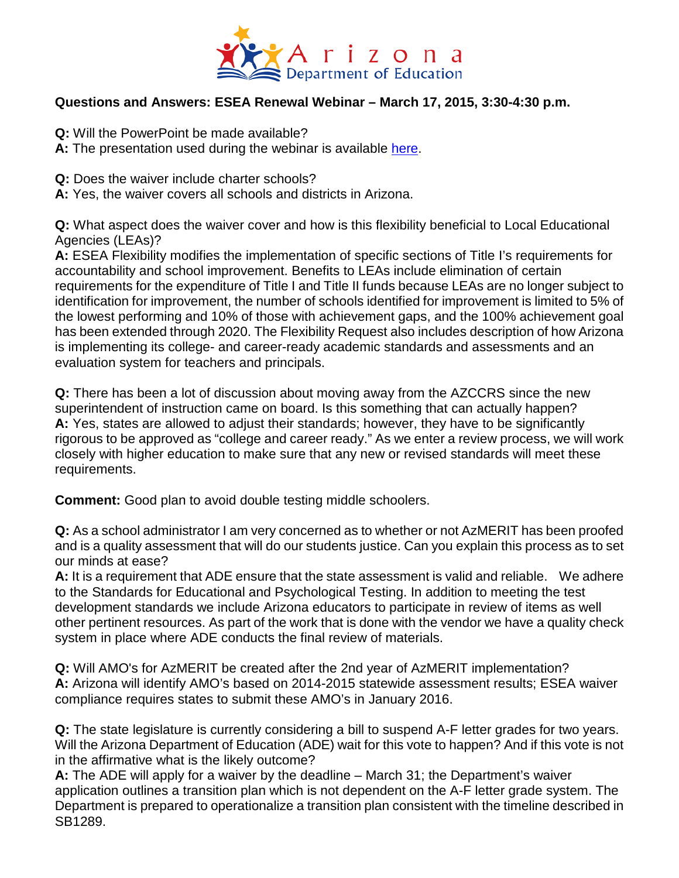Arizona Department of Education

**Questions and Answers: ESEA Renewal Webinar – March 17, 2015, 3:30-4:30 p.m.**

**Q:** Will the PowerPoint be made available?
**A:** The presentation used during the webinar is available here.

**Q:** Does the waiver include charter schools?
**A:** Yes, the waiver covers all schools and districts in Arizona.

**Q:** What aspect does the waiver cover and how is this flexibility beneficial to Local Educational Agencies (LEAs)?
**A:** ESEA Flexibility modifies the implementation of specific sections of Title I's requirements for accountability and school improvement. Benefits to LEAs include elimination of certain requirements for the expenditure of Title I and Title II funds because LEAs are no longer subject to identification for improvement, the number of schools identified for improvement is limited to 5% of the lowest performing and 10% of those with achievement gaps, and the 100% achievement goal has been extended through 2020. The Flexibility Request also includes description of how Arizona is implementing its college- and career-ready academic standards and assessments and an evaluation system for teachers and principals.

**Q:** There has been a lot of discussion about moving away from the AZCCRS since the new superintendent of instruction came on board. Is this something that can actually happen?
**A:** Yes, states are allowed to adjust their standards; however, they have to be significantly rigorous to be approved as "college and career ready." As we enter a review process, we will work closely with higher education to make sure that any new or revised standards will meet these requirements.

**Comment:** Good plan to avoid double testing middle schoolers.

**Q:** As a school administrator I am very concerned as to whether or not AzMERIT has been proofed and is a quality assessment that will do our students justice. Can you explain this process as to set our minds at ease?
**A:** It is a requirement that ADE ensure that the state assessment is valid and reliable. We adhere to the Standards for Educational and Psychological Testing. In addition to meeting the test development standards we include Arizona educators to participate in review of items as well other pertinent resources. As part of the work that is done with the vendor we have a quality check system in place where ADE conducts the final review of materials.

**Q:** Will AMO's for AzMERIT be created after the 2nd year of AzMERIT implementation?
**A:** Arizona will identify AMO's based on 2014-2015 statewide assessment results; ESEA waiver compliance requires states to submit these AMO's in January 2016.

**Q:** The state legislature is currently considering a bill to suspend A-F letter grades for two years. Will the Arizona Department of Education (ADE) wait for this vote to happen? And if this vote is not in the affirmative what is the likely outcome?
**A:** The ADE will apply for a waiver by the deadline – March 31; the Department's waiver application outlines a transition plan which is not dependent on the A-F letter grade system. The Department is prepared to operationalize a transition plan consistent with the timeline described in SB1289.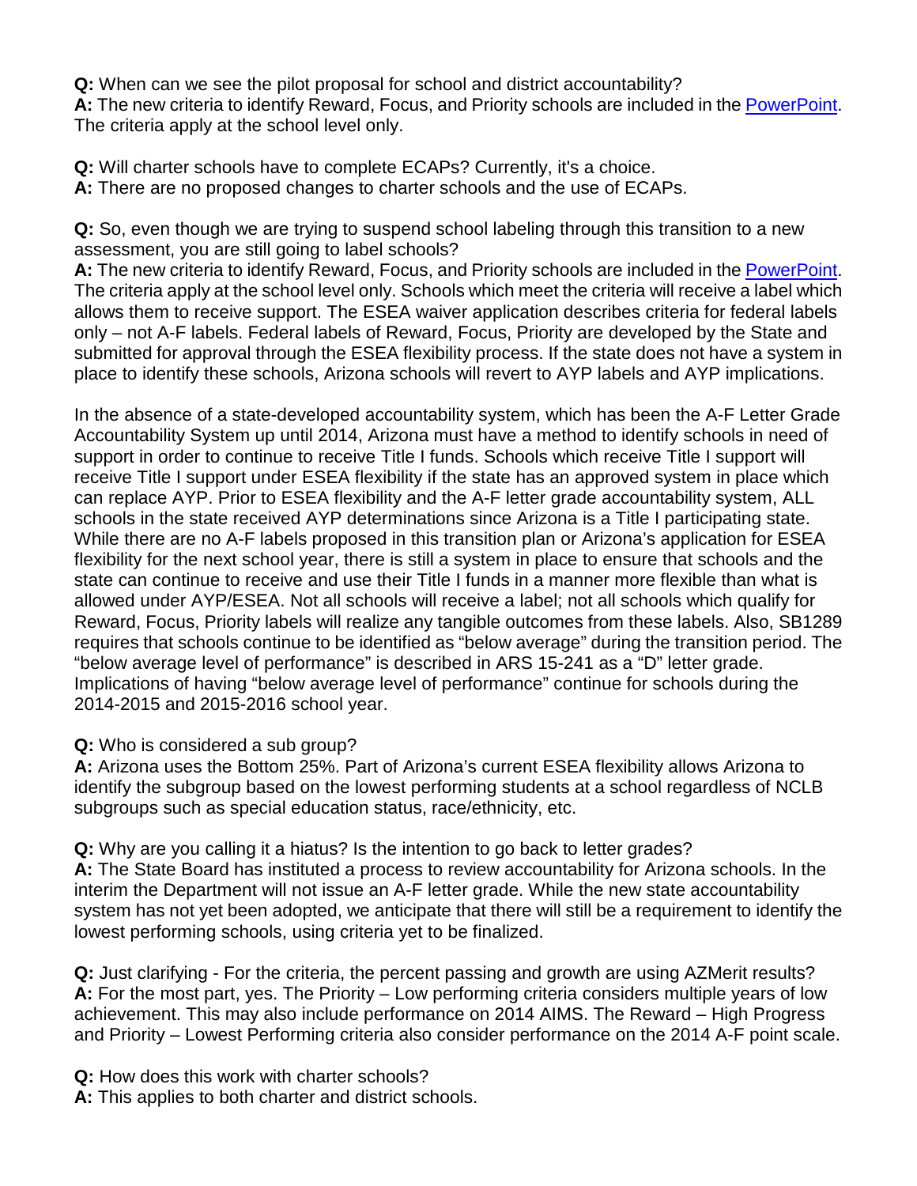**Q:** When can we see the pilot proposal for school and district accountability?
**A:** The new criteria to identify Reward, Focus, and Priority schools are included in the PowerPoint. The criteria apply at the school level only.

**Q:** Will charter schools have to complete ECAPs? Currently, it's a choice.
**A:** There are no proposed changes to charter schools and the use of ECAPs.

**Q:** So, even though we are trying to suspend school labeling through this transition to a new assessment, you are still going to label schools?
**A:** The new criteria to identify Reward, Focus, and Priority schools are included in the PowerPoint. The criteria apply at the school level only. Schools which meet the criteria will receive a label which allows them to receive support. The ESEA waiver application describes criteria for federal labels only – not A-F labels. Federal labels of Reward, Focus, Priority are developed by the State and submitted for approval through the ESEA flexibility process. If the state does not have a system in place to identify these schools, Arizona schools will revert to AYP labels and AYP implications.

In the absence of a state-developed accountability system, which has been the A-F Letter Grade Accountability System up until 2014, Arizona must have a method to identify schools in need of support in order to continue to receive Title I funds. Schools which receive Title I support will receive Title I support under ESEA flexibility if the state has an approved system in place which can replace AYP. Prior to ESEA flexibility and the A-F letter grade accountability system, ALL schools in the state received AYP determinations since Arizona is a Title I participating state. While there are no A-F labels proposed in this transition plan or Arizona's application for ESEA flexibility for the next school year, there is still a system in place to ensure that schools and the state can continue to receive and use their Title I funds in a manner more flexible than what is allowed under AYP/ESEA. Not all schools will receive a label; not all schools which qualify for Reward, Focus, Priority labels will realize any tangible outcomes from these labels. Also, SB1289 requires that schools continue to be identified as "below average" during the transition period. The "below average level of performance" is described in ARS 15-241 as a "D" letter grade. Implications of having "below average level of performance" continue for schools during the 2014-2015 and 2015-2016 school year.

**Q:** Who is considered a sub group?
**A:** Arizona uses the Bottom 25%. Part of Arizona's current ESEA flexibility allows Arizona to identify the subgroup based on the lowest performing students at a school regardless of NCLB subgroups such as special education status, race/ethnicity, etc.

**Q:** Why are you calling it a hiatus? Is the intention to go back to letter grades?
**A:** The State Board has instituted a process to review accountability for Arizona schools. In the interim the Department will not issue an A-F letter grade. While the new state accountability system has not yet been adopted, we anticipate that there will still be a requirement to identify the lowest performing schools, using criteria yet to be finalized.

**Q:** Just clarifying - For the criteria, the percent passing and growth are using AZMerit results?
**A:** For the most part, yes. The Priority – Low performing criteria considers multiple years of low achievement. This may also include performance on 2014 AIMS. The Reward – High Progress and Priority – Lowest Performing criteria also consider performance on the 2014 A-F point scale.

**Q:** How does this work with charter schools?
**A:** This applies to both charter and district schools.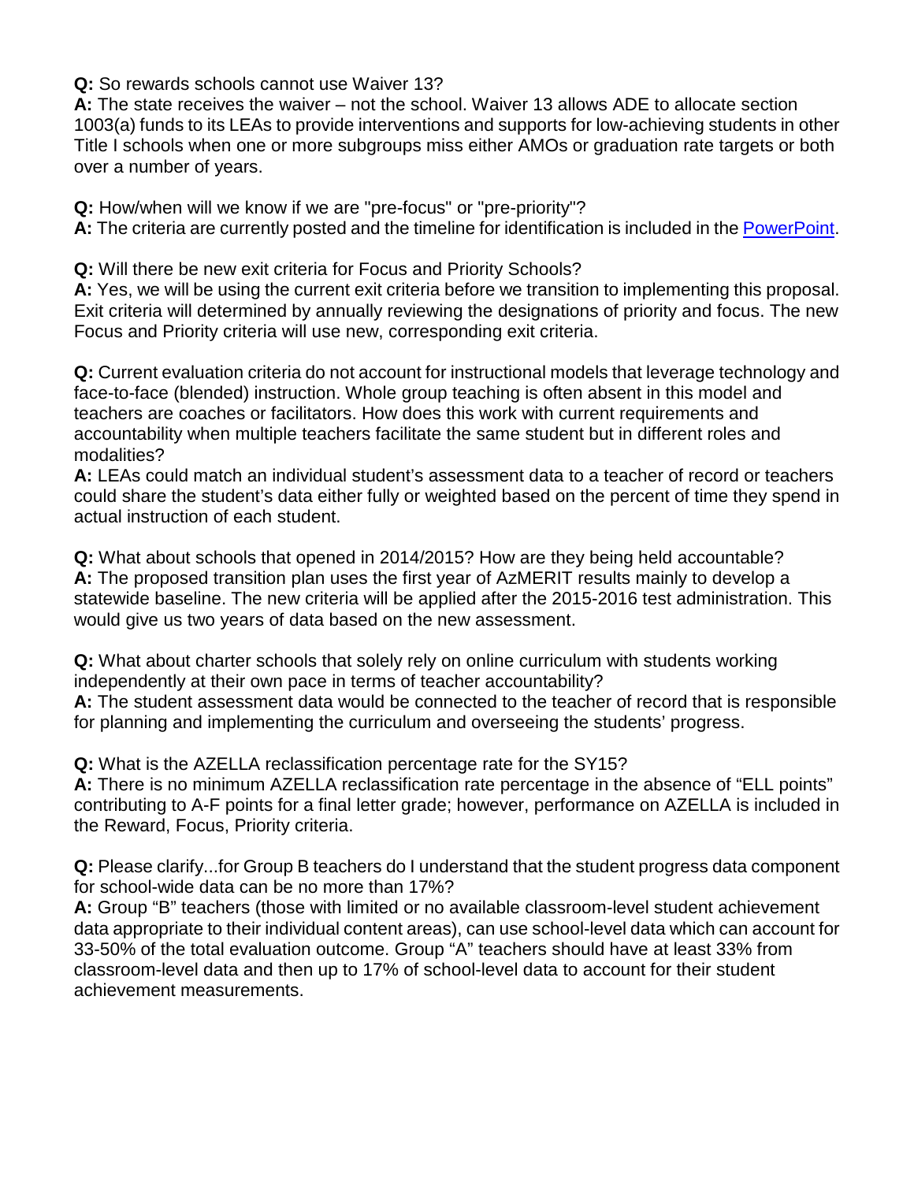**Q:** So rewards schools cannot use Waiver 13?
**A:** The state receives the waiver – not the school. Waiver 13 allows ADE to allocate section 1003(a) funds to its LEAs to provide interventions and supports for low-achieving students in other Title I schools when one or more subgroups miss either AMOs or graduation rate targets or both over a number of years.

**Q:** How/when will we know if we are "pre-focus" or "pre-priority"?
**A:** The criteria are currently posted and the timeline for identification is included in the PowerPoint.

**Q:** Will there be new exit criteria for Focus and Priority Schools?
**A:** Yes, we will be using the current exit criteria before we transition to implementing this proposal. Exit criteria will determined by annually reviewing the designations of priority and focus. The new Focus and Priority criteria will use new, corresponding exit criteria.

**Q:** Current evaluation criteria do not account for instructional models that leverage technology and face-to-face (blended) instruction. Whole group teaching is often absent in this model and teachers are coaches or facilitators. How does this work with current requirements and accountability when multiple teachers facilitate the same student but in different roles and modalities?
**A:** LEAs could match an individual student's assessment data to a teacher of record or teachers could share the student's data either fully or weighted based on the percent of time they spend in actual instruction of each student.

**Q:** What about schools that opened in 2014/2015? How are they being held accountable?
**A:** The proposed transition plan uses the first year of AzMERIT results mainly to develop a statewide baseline. The new criteria will be applied after the 2015-2016 test administration. This would give us two years of data based on the new assessment.

**Q:** What about charter schools that solely rely on online curriculum with students working independently at their own pace in terms of teacher accountability?
**A:** The student assessment data would be connected to the teacher of record that is responsible for planning and implementing the curriculum and overseeing the students' progress.

**Q:** What is the AZELLA reclassification percentage rate for the SY15?
**A:** There is no minimum AZELLA reclassification rate percentage in the absence of "ELL points" contributing to A-F points for a final letter grade; however, performance on AZELLA is included in the Reward, Focus, Priority criteria.

**Q:** Please clarify...for Group B teachers do I understand that the student progress data component for school-wide data can be no more than 17%?
**A:** Group "B" teachers (those with limited or no available classroom-level student achievement data appropriate to their individual content areas), can use school-level data which can account for 33-50% of the total evaluation outcome. Group "A" teachers should have at least 33% from classroom-level data and then up to 17% of school-level data to account for their student achievement measurements.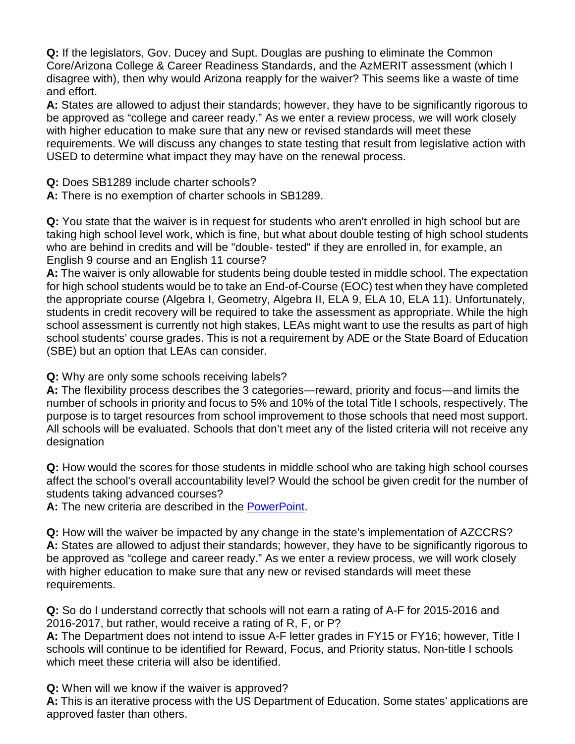**Q:** If the legislators, Gov. Ducey and Supt. Douglas are pushing to eliminate the Common Core/Arizona College & Career Readiness Standards, and the AzMERIT assessment (which I disagree with), then why would Arizona reapply for the waiver? This seems like a waste of time and effort.

**A:** States are allowed to adjust their standards; however, they have to be significantly rigorous to be approved as "college and career ready." As we enter a review process, we will work closely with higher education to make sure that any new or revised standards will meet these requirements. We will discuss any changes to state testing that result from legislative action with USED to determine what impact they may have on the renewal process.

**Q:** Does SB1289 include charter schools?

**A:** There is no exemption of charter schools in SB1289.

**Q:** You state that the waiver is in request for students who aren't enrolled in high school but are taking high school level work, which is fine, but what about double testing of high school students who are behind in credits and will be "double- tested" if they are enrolled in, for example, an English 9 course and an English 11 course?

**A:** The waiver is only allowable for students being double tested in middle school. The expectation for high school students would be to take an End-of-Course (EOC) test when they have completed the appropriate course (Algebra I, Geometry, Algebra II, ELA 9, ELA 10, ELA 11). Unfortunately, students in credit recovery will be required to take the assessment as appropriate. While the high school assessment is currently not high stakes, LEAs might want to use the results as part of high school students' course grades. This is not a requirement by ADE or the State Board of Education (SBE) but an option that LEAs can consider.

**Q:** Why are only some schools receiving labels?

**A:** The flexibility process describes the 3 categories—reward, priority and focus—and limits the number of schools in priority and focus to 5% and 10% of the total Title I schools, respectively. The purpose is to target resources from school improvement to those schools that need most support. All schools will be evaluated. Schools that don't meet any of the listed criteria will not receive any designation

**Q:** How would the scores for those students in middle school who are taking high school courses affect the school's overall accountability level? Would the school be given credit for the number of students taking advanced courses?

**A:** The new criteria are described in the PowerPoint.

**Q:** How will the waiver be impacted by any change in the state's implementation of AZCCRS?

**A:** States are allowed to adjust their standards; however, they have to be significantly rigorous to be approved as "college and career ready." As we enter a review process, we will work closely with higher education to make sure that any new or revised standards will meet these requirements.

**Q:** So do I understand correctly that schools will not earn a rating of A-F for 2015-2016 and 2016-2017, but rather, would receive a rating of R, F, or P?

**A:** The Department does not intend to issue A-F letter grades in FY15 or FY16; however, Title I schools will continue to be identified for Reward, Focus, and Priority status. Non-title I schools which meet these criteria will also be identified.

**Q:** When will we know if the waiver is approved?

**A:** This is an iterative process with the US Department of Education. Some states' applications are approved faster than others.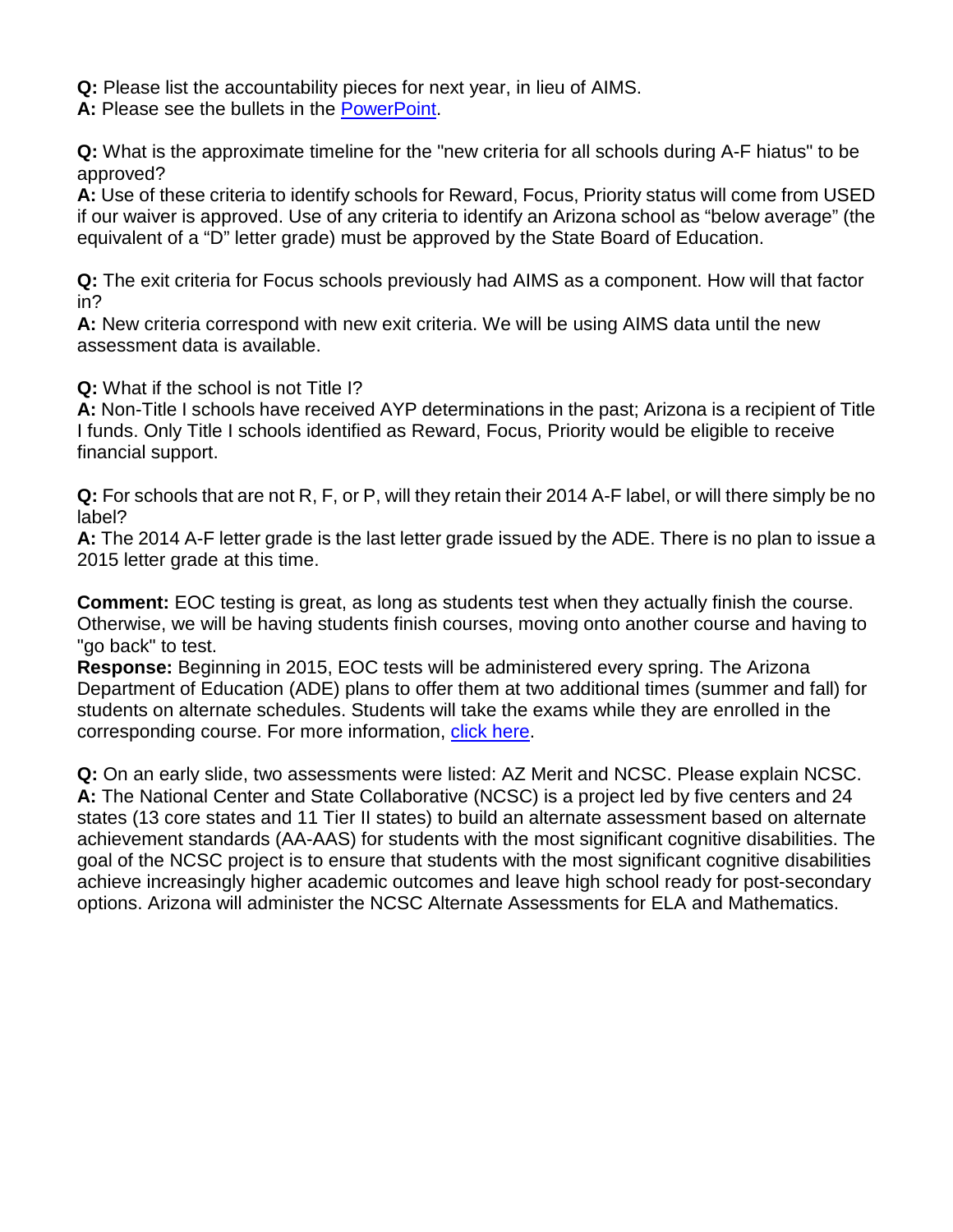**Q:** Please list the accountability pieces for next year, in lieu of AIMS.
**A:** Please see the bullets in the PowerPoint.

**Q:** What is the approximate timeline for the "new criteria for all schools during A-F hiatus" to be approved?
**A:** Use of these criteria to identify schools for Reward, Focus, Priority status will come from USED if our waiver is approved. Use of any criteria to identify an Arizona school as "below average" (the equivalent of a "D" letter grade) must be approved by the State Board of Education.

**Q:** The exit criteria for Focus schools previously had AIMS as a component. How will that factor in?
**A:** New criteria correspond with new exit criteria. We will be using AIMS data until the new assessment data is available.

**Q:** What if the school is not Title I?
**A:** Non-Title I schools have received AYP determinations in the past; Arizona is a recipient of Title I funds. Only Title I schools identified as Reward, Focus, Priority would be eligible to receive financial support.

**Q:** For schools that are not R, F, or P, will they retain their 2014 A-F label, or will there simply be no label?
**A:** The 2014 A-F letter grade is the last letter grade issued by the ADE. There is no plan to issue a 2015 letter grade at this time.

**Comment:** EOC testing is great, as long as students test when they actually finish the course. Otherwise, we will be having students finish courses, moving onto another course and having to "go back" to test.
**Response:** Beginning in 2015, EOC tests will be administered every spring. The Arizona Department of Education (ADE) plans to offer them at two additional times (summer and fall) for students on alternate schedules. Students will take the exams while they are enrolled in the corresponding course. For more information, click here.

**Q:** On an early slide, two assessments were listed: AZ Merit and NCSC. Please explain NCSC.
**A:** The National Center and State Collaborative (NCSC) is a project led by five centers and 24 states (13 core states and 11 Tier II states) to build an alternate assessment based on alternate achievement standards (AA-AAS) for students with the most significant cognitive disabilities. The goal of the NCSC project is to ensure that students with the most significant cognitive disabilities achieve increasingly higher academic outcomes and leave high school ready for post-secondary options. Arizona will administer the NCSC Alternate Assessments for ELA and Mathematics.